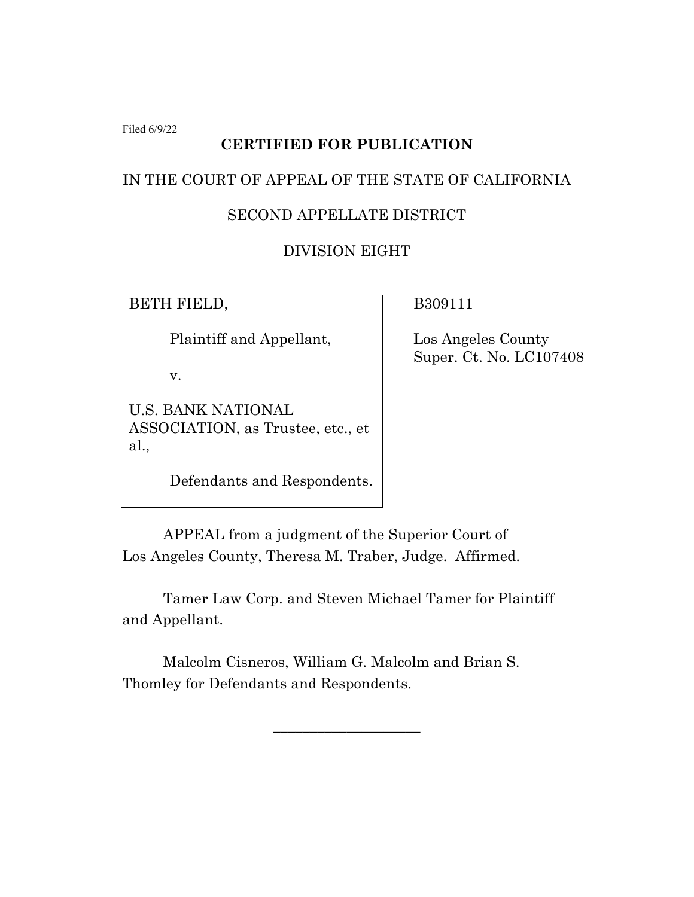Filed 6/9/22

**CERTIFIED FOR PUBLICATION**

IN THE COURT OF APPEAL OF THE STATE OF CALIFORNIA

SECOND APPELLATE DISTRICT

DIVISION EIGHT

| | |
|---|---|
| BETH FIELD,<br><br>Plaintiff and Appellant,<br><br>v.<br><br>U.S. BANK NATIONAL ASSOCIATION, as Trustee, etc., et al.,<br><br>Defendants and Respondents. | B309111<br><br>Los Angeles County Super. Ct. No. LC107408 |

APPEAL from a judgment of the Superior Court of Los Angeles County, Theresa M. Traber, Judge. Affirmed.

Tamer Law Corp. and Steven Michael Tamer for Plaintiff and Appellant.

Malcolm Cisneros, William G. Malcolm and Brian S. Thomley for Defendants and Respondents.

\_\_\_\_\_\_\_\_\_\_\_\_\_\_\_\_\_\_\_\_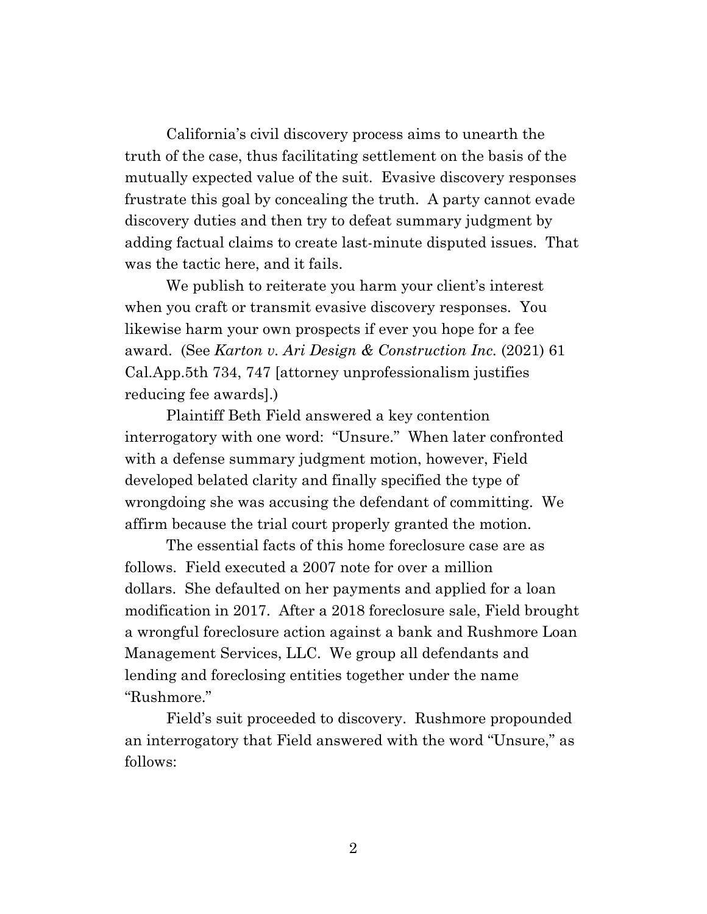California's civil discovery process aims to unearth the truth of the case, thus facilitating settlement on the basis of the mutually expected value of the suit. Evasive discovery responses frustrate this goal by concealing the truth. A party cannot evade discovery duties and then try to defeat summary judgment by adding factual claims to create last-minute disputed issues. That was the tactic here, and it fails.

We publish to reiterate you harm your client's interest when you craft or transmit evasive discovery responses. You likewise harm your own prospects if ever you hope for a fee award. (See *Karton v. Ari Design & Construction Inc.* (2021) 61 Cal.App.5th 734, 747 [attorney unprofessionalism justifies reducing fee awards].)

Plaintiff Beth Field answered a key contention interrogatory with one word: "Unsure." When later confronted with a defense summary judgment motion, however, Field developed belated clarity and finally specified the type of wrongdoing she was accusing the defendant of committing. We affirm because the trial court properly granted the motion.

The essential facts of this home foreclosure case are as follows. Field executed a 2007 note for over a million dollars. She defaulted on her payments and applied for a loan modification in 2017. After a 2018 foreclosure sale, Field brought a wrongful foreclosure action against a bank and Rushmore Loan Management Services, LLC. We group all defendants and lending and foreclosing entities together under the name "Rushmore."

Field's suit proceeded to discovery. Rushmore propounded an interrogatory that Field answered with the word "Unsure," as follows: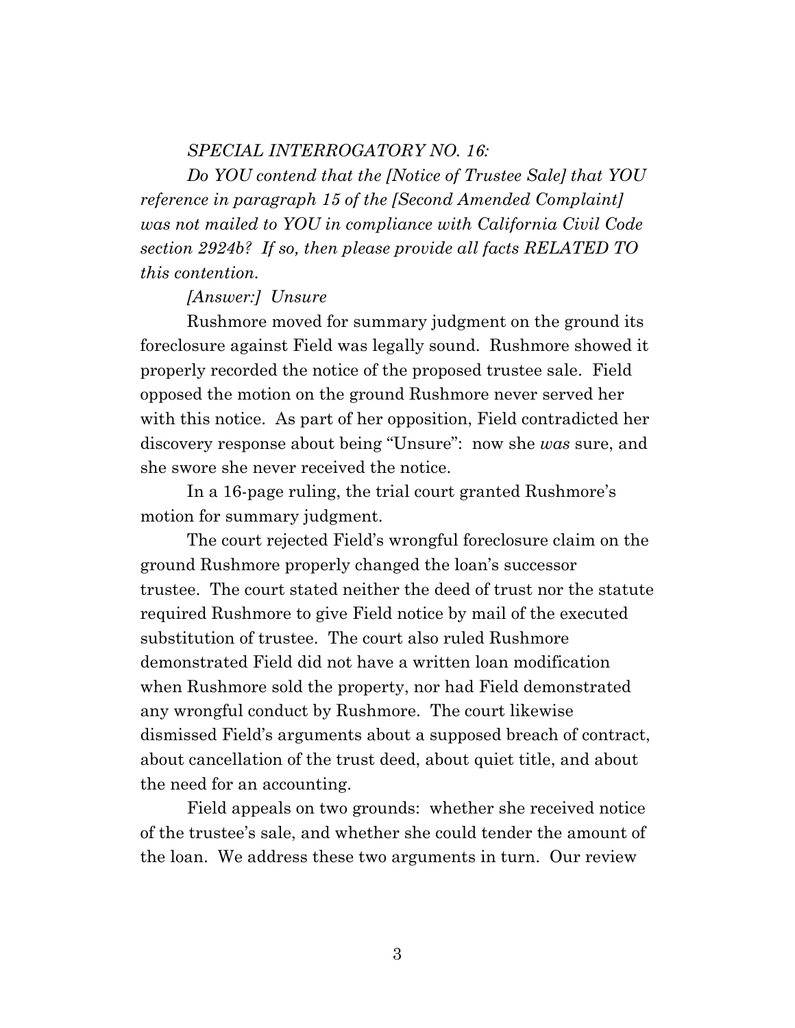*SPECIAL INTERROGATORY NO. 16:*

*Do YOU contend that the [Notice of Trustee Sale] that YOU reference in paragraph 15 of the [Second Amended Complaint] was not mailed to YOU in compliance with California Civil Code section 2924b? If so, then please provide all facts RELATED TO this contention.*

*[Answer:] Unsure*

Rushmore moved for summary judgment on the ground its foreclosure against Field was legally sound. Rushmore showed it properly recorded the notice of the proposed trustee sale. Field opposed the motion on the ground Rushmore never served her with this notice. As part of her opposition, Field contradicted her discovery response about being "Unsure": now she *was* sure, and she swore she never received the notice.

In a 16-page ruling, the trial court granted Rushmore's motion for summary judgment.

The court rejected Field's wrongful foreclosure claim on the ground Rushmore properly changed the loan's successor trustee. The court stated neither the deed of trust nor the statute required Rushmore to give Field notice by mail of the executed substitution of trustee. The court also ruled Rushmore demonstrated Field did not have a written loan modification when Rushmore sold the property, nor had Field demonstrated any wrongful conduct by Rushmore. The court likewise dismissed Field's arguments about a supposed breach of contract, about cancellation of the trust deed, about quiet title, and about the need for an accounting.

Field appeals on two grounds: whether she received notice of the trustee's sale, and whether she could tender the amount of the loan. We address these two arguments in turn. Our review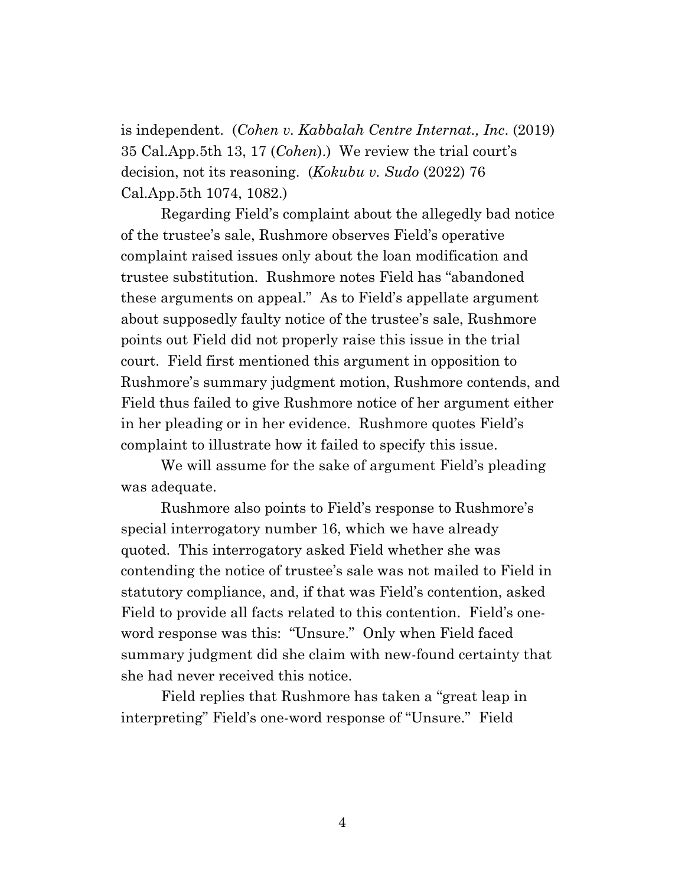is independent. (*Cohen v. Kabbalah Centre Internat., Inc*. (2019) 35 Cal.App.5th 13, 17 (*Cohen*).) We review the trial court's decision, not its reasoning. (*Kokubu v. Sudo* (2022) 76 Cal.App.5th 1074, 1082.)

Regarding Field's complaint about the allegedly bad notice of the trustee's sale, Rushmore observes Field's operative complaint raised issues only about the loan modification and trustee substitution. Rushmore notes Field has "abandoned these arguments on appeal." As to Field's appellate argument about supposedly faulty notice of the trustee's sale, Rushmore points out Field did not properly raise this issue in the trial court. Field first mentioned this argument in opposition to Rushmore's summary judgment motion, Rushmore contends, and Field thus failed to give Rushmore notice of her argument either in her pleading or in her evidence. Rushmore quotes Field's complaint to illustrate how it failed to specify this issue.

We will assume for the sake of argument Field's pleading was adequate.

Rushmore also points to Field's response to Rushmore's special interrogatory number 16, which we have already quoted. This interrogatory asked Field whether she was contending the notice of trustee's sale was not mailed to Field in statutory compliance, and, if that was Field's contention, asked Field to provide all facts related to this contention. Field's one-word response was this: "Unsure." Only when Field faced summary judgment did she claim with new-found certainty that she had never received this notice.

Field replies that Rushmore has taken a "great leap in interpreting" Field's one-word response of "Unsure." Field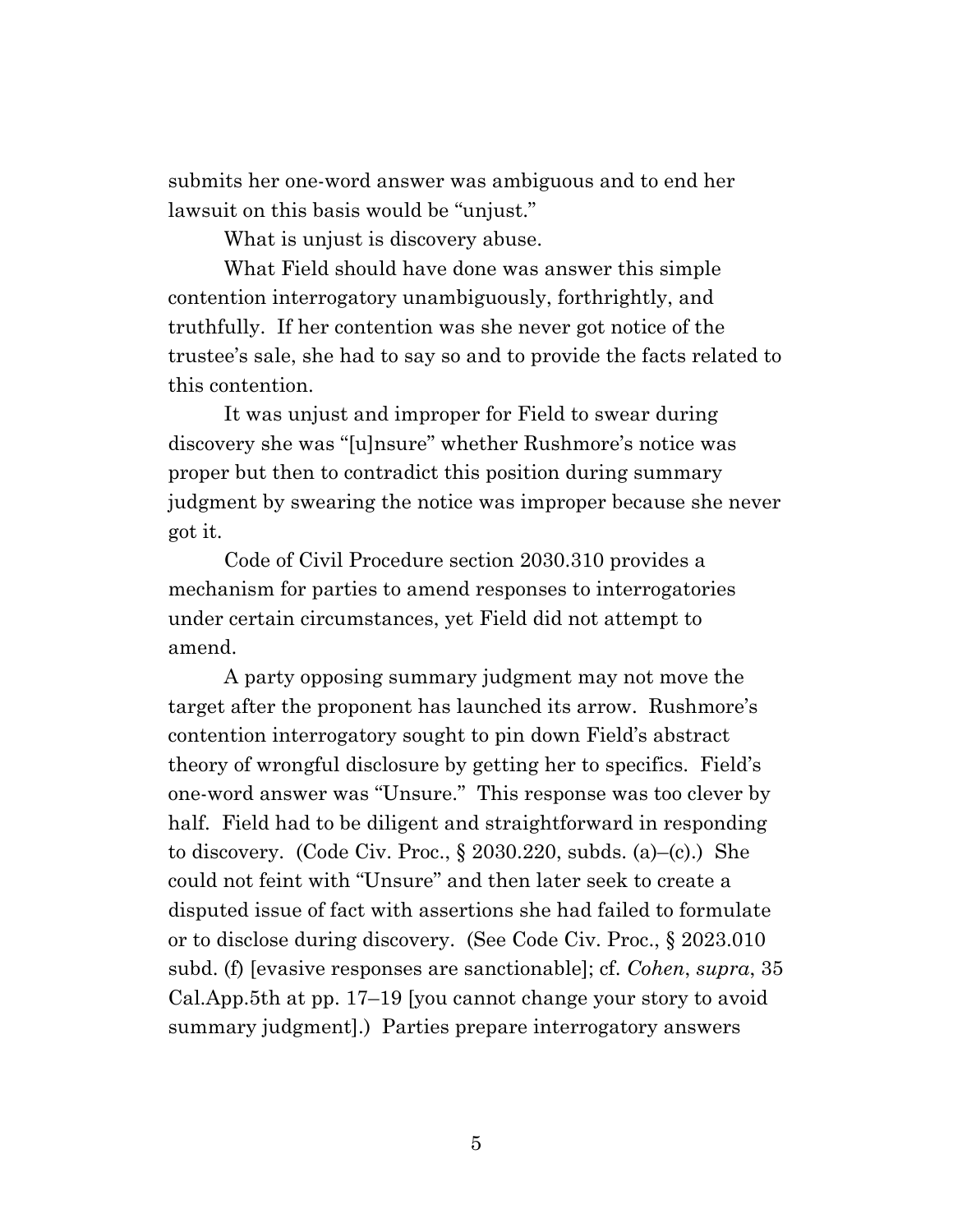submits her one-word answer was ambiguous and to end her lawsuit on this basis would be "unjust."

What is unjust is discovery abuse.

What Field should have done was answer this simple contention interrogatory unambiguously, forthrightly, and truthfully. If her contention was she never got notice of the trustee's sale, she had to say so and to provide the facts related to this contention.

It was unjust and improper for Field to swear during discovery she was "[u]nsure" whether Rushmore's notice was proper but then to contradict this position during summary judgment by swearing the notice was improper because she never got it.

Code of Civil Procedure section 2030.310 provides a mechanism for parties to amend responses to interrogatories under certain circumstances, yet Field did not attempt to amend.

A party opposing summary judgment may not move the target after the proponent has launched its arrow. Rushmore's contention interrogatory sought to pin down Field's abstract theory of wrongful disclosure by getting her to specifics. Field's one-word answer was "Unsure." This response was too clever by half. Field had to be diligent and straightforward in responding to discovery. (Code Civ. Proc., § 2030.220, subds. (a)–(c).) She could not feint with "Unsure" and then later seek to create a disputed issue of fact with assertions she had failed to formulate or to disclose during discovery. (See Code Civ. Proc., § 2023.010 subd. (f) [evasive responses are sanctionable]; cf. *Cohen*, *supra*, 35 Cal.App.5th at pp. 17–19 [you cannot change your story to avoid summary judgment].) Parties prepare interrogatory answers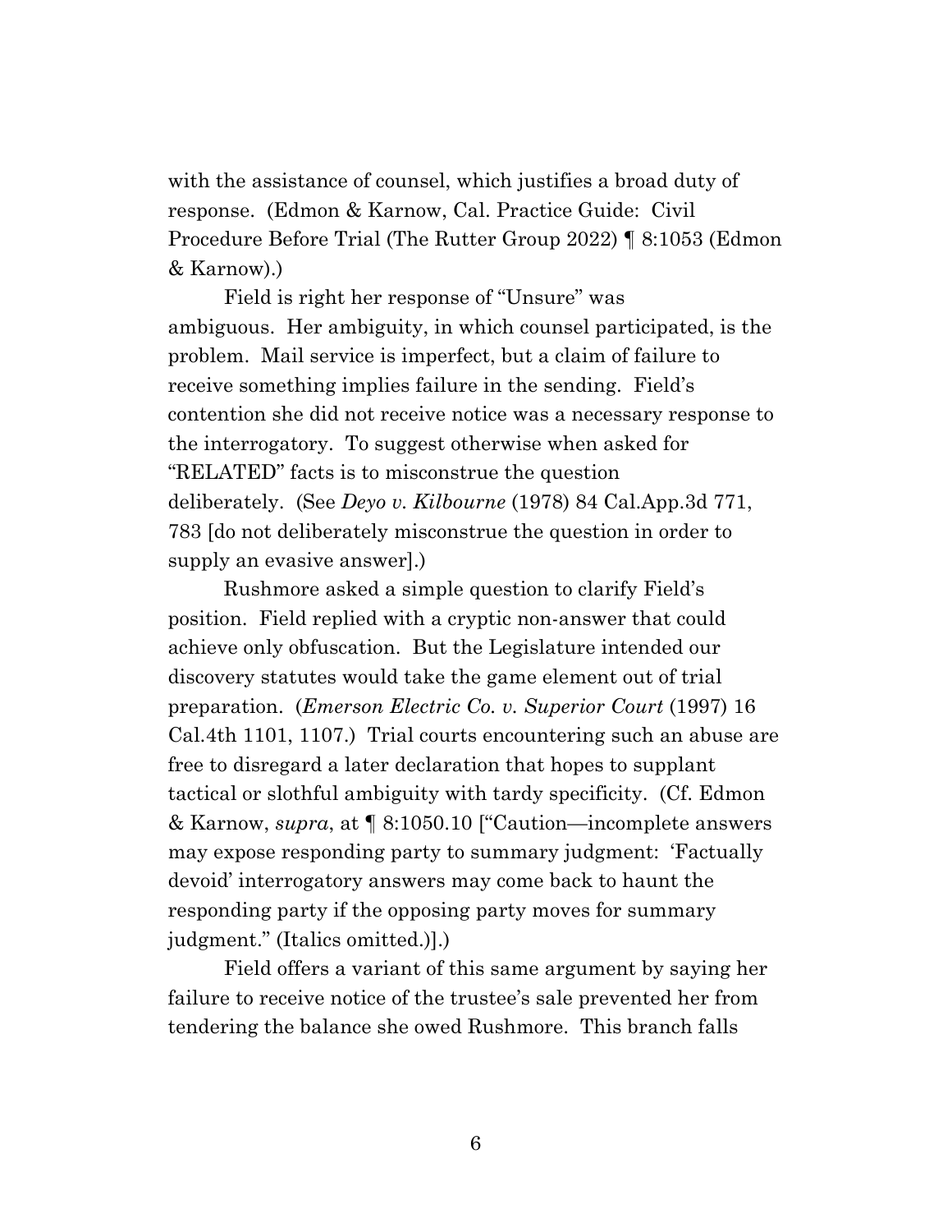with the assistance of counsel, which justifies a broad duty of response. (Edmon & Karnow, Cal. Practice Guide: Civil Procedure Before Trial (The Rutter Group 2022) ¶ 8:1053 (Edmon & Karnow).)

Field is right her response of "Unsure" was ambiguous. Her ambiguity, in which counsel participated, is the problem. Mail service is imperfect, but a claim of failure to receive something implies failure in the sending. Field's contention she did not receive notice was a necessary response to the interrogatory. To suggest otherwise when asked for "RELATED" facts is to misconstrue the question deliberately. (See *Deyo v. Kilbourne* (1978) 84 Cal.App.3d 771, 783 [do not deliberately misconstrue the question in order to supply an evasive answer].)

Rushmore asked a simple question to clarify Field's position. Field replied with a cryptic non-answer that could achieve only obfuscation. But the Legislature intended our discovery statutes would take the game element out of trial preparation. (*Emerson Electric Co. v. Superior Court* (1997) 16 Cal.4th 1101, 1107.) Trial courts encountering such an abuse are free to disregard a later declaration that hopes to supplant tactical or slothful ambiguity with tardy specificity. (Cf. Edmon & Karnow, *supra*, at ¶ 8:1050.10 ["Caution—incomplete answers may expose responding party to summary judgment: 'Factually devoid' interrogatory answers may come back to haunt the responding party if the opposing party moves for summary judgment." (Italics omitted.)].)

Field offers a variant of this same argument by saying her failure to receive notice of the trustee's sale prevented her from tendering the balance she owed Rushmore. This branch falls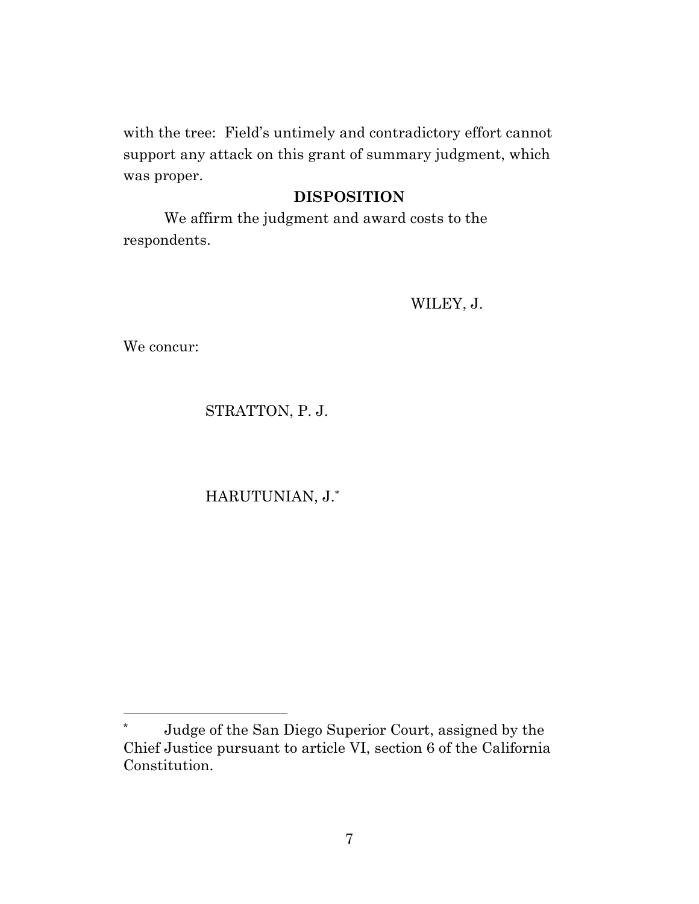with the tree: Field's untimely and contradictory effort cannot support any attack on this grant of summary judgment, which was proper.

**DISPOSITION**

We affirm the judgment and award costs to the respondents.

WILEY, J.

We concur:

STRATTON, P. J.

HARUTUNIAN, J.*

---

\* Judge of the San Diego Superior Court, assigned by the Chief Justice pursuant to article VI, section 6 of the California Constitution.